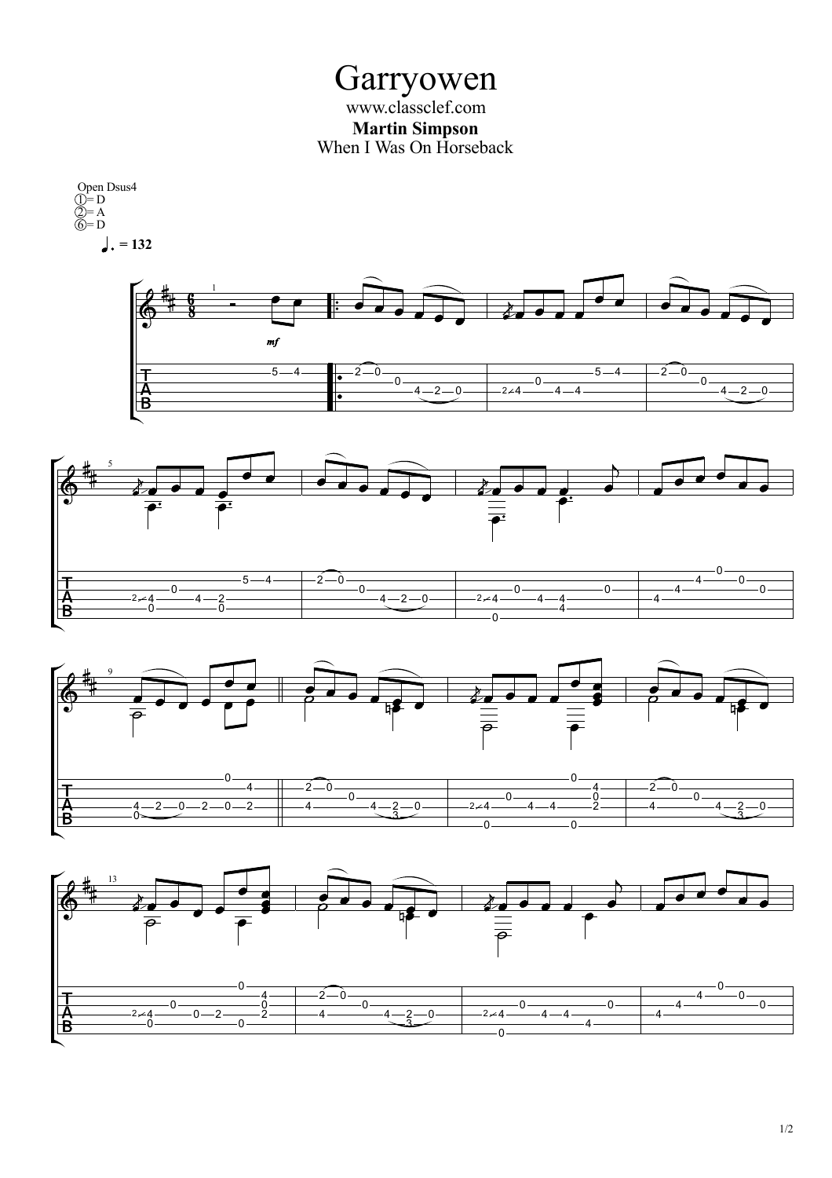# Garryowen

www.classclef.com

**Martin Simpson**

When I Was On Horseback

Open Dsus4
① = D
② = A
⑥ = D

♩. = 132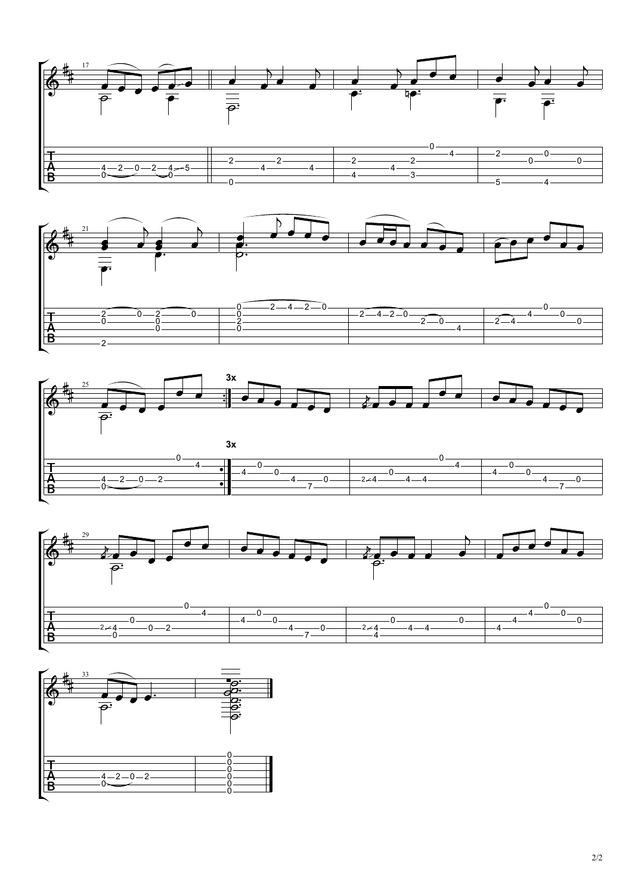17

21

25

3x

3x

29

33